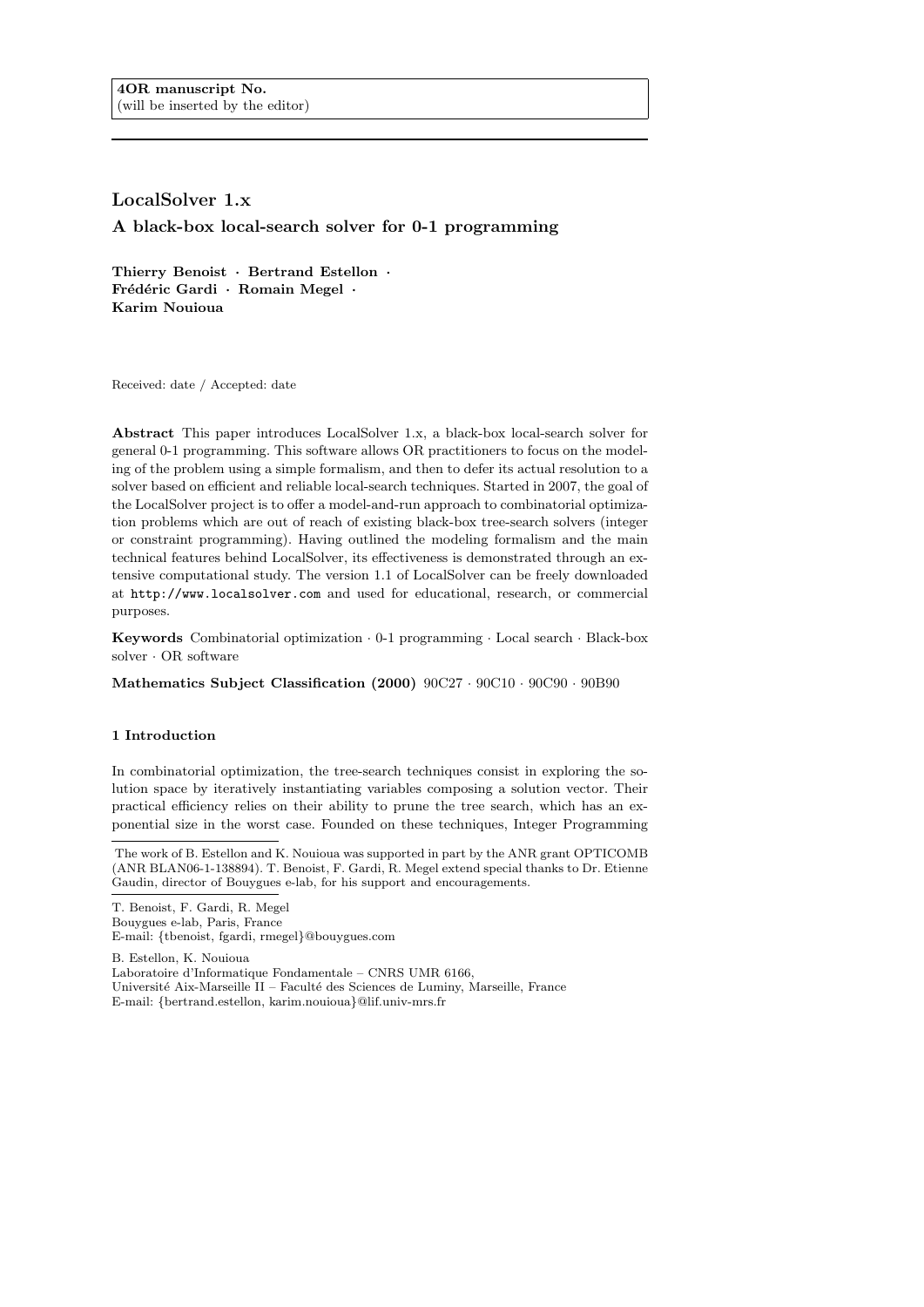4OR manuscript No.
(will be inserted by the editor)

# LocalSolver 1.x

## A black-box local-search solver for 0-1 programming

**Thierry Benoist · Bertrand Estellon · Frédéric Gardi · Romain Megel · Karim Nouioua**

Received: date / Accepted: date

**Abstract** This paper introduces LocalSolver 1.x, a black-box local-search solver for general 0-1 programming. This software allows OR practitioners to focus on the modeling of the problem using a simple formalism, and then to defer its actual resolution to a solver based on efficient and reliable local-search techniques. Started in 2007, the goal of the LocalSolver project is to offer a model-and-run approach to combinatorial optimization problems which are out of reach of existing black-box tree-search solvers (integer or constraint programming). Having outlined the modeling formalism and the main technical features behind LocalSolver, its effectiveness is demonstrated through an extensive computational study. The version 1.1 of LocalSolver can be freely downloaded at http://www.localsolver.com and used for educational, research, or commercial purposes.

**Keywords** Combinatorial optimization · 0-1 programming · Local search · Black-box solver · OR software

**Mathematics Subject Classification (2000)** 90C27 · 90C10 · 90C90 · 90B90

### 1 Introduction

In combinatorial optimization, the tree-search techniques consist in exploring the solution space by iteratively instantiating variables composing a solution vector. Their practical efficiency relies on their ability to prune the tree search, which has an exponential size in the worst case. Founded on these techniques, Integer Programming

The work of B. Estellon and K. Nouioua was supported in part by the ANR grant OPTICOMB (ANR BLAN06-1-138894). T. Benoist, F. Gardi, R. Megel extend special thanks to Dr. Etienne Gaudin, director of Bouygues e-lab, for his support and encouragements.

T. Benoist, F. Gardi, R. Megel
Bouygues e-lab, Paris, France
E-mail: {tbenoist, fgardi, rmegel}@bouygues.com

B. Estellon, K. Nouioua
Laboratoire d'Informatique Fondamentale – CNRS UMR 6166,
Université Aix-Marseille II – Faculté des Sciences de Luminy, Marseille, France
E-mail: {bertrand.estellon, karim.nouioua}@lif.univ-mrs.fr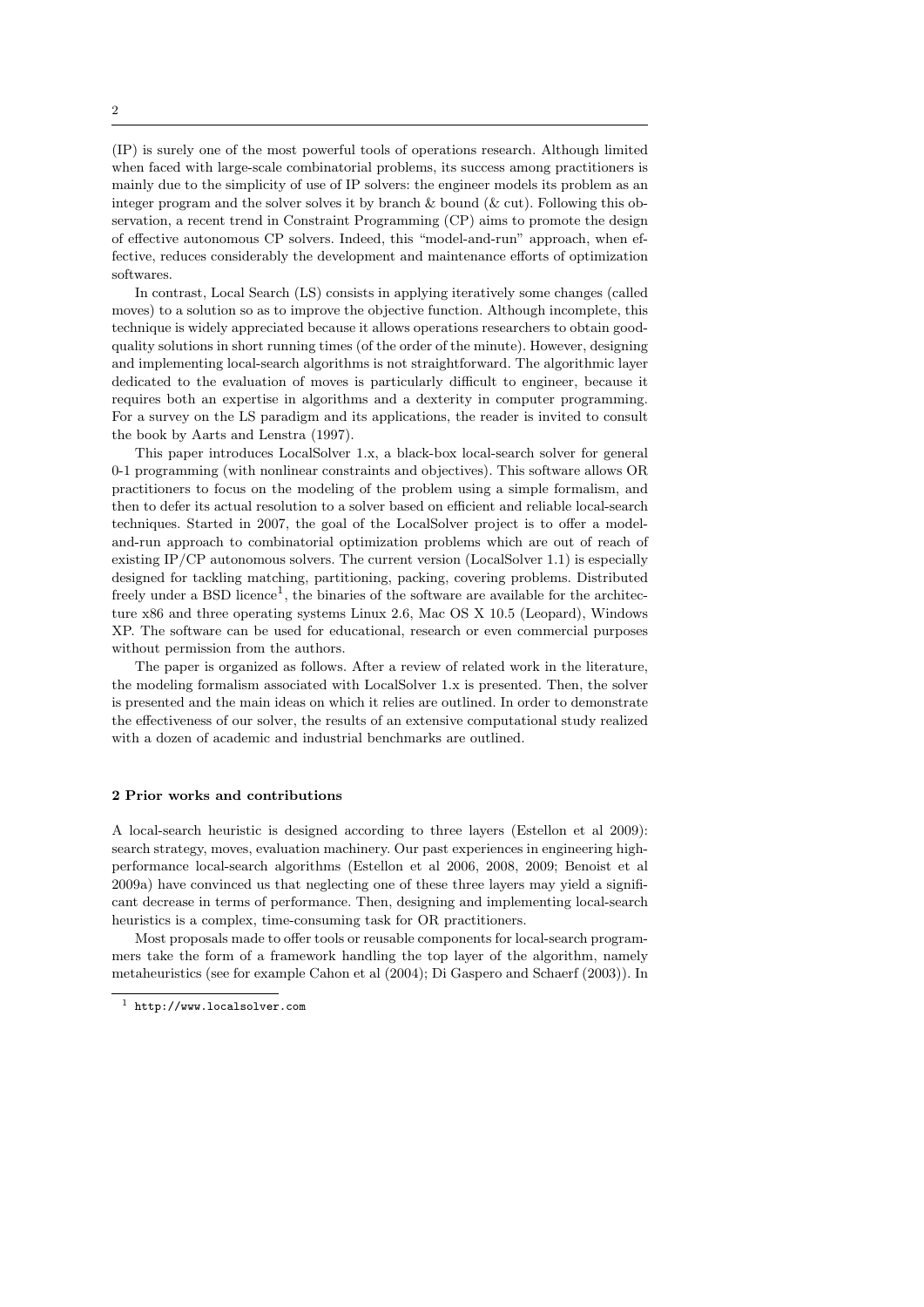(IP) is surely one of the most powerful tools of operations research. Although limited when faced with large-scale combinatorial problems, its success among practitioners is mainly due to the simplicity of use of IP solvers: the engineer models its problem as an integer program and the solver solves it by branch & bound (& cut). Following this observation, a recent trend in Constraint Programming (CP) aims to promote the design of effective autonomous CP solvers. Indeed, this "model-and-run" approach, when effective, reduces considerably the development and maintenance efforts of optimization softwares.

In contrast, Local Search (LS) consists in applying iteratively some changes (called moves) to a solution so as to improve the objective function. Although incomplete, this technique is widely appreciated because it allows operations researchers to obtain good-quality solutions in short running times (of the order of the minute). However, designing and implementing local-search algorithms is not straightforward. The algorithmic layer dedicated to the evaluation of moves is particularly difficult to engineer, because it requires both an expertise in algorithms and a dexterity in computer programming. For a survey on the LS paradigm and its applications, the reader is invited to consult the book by Aarts and Lenstra (1997).

This paper introduces LocalSolver 1.x, a black-box local-search solver for general 0-1 programming (with nonlinear constraints and objectives). This software allows OR practitioners to focus on the modeling of the problem using a simple formalism, and then to defer its actual resolution to a solver based on efficient and reliable local-search techniques. Started in 2007, the goal of the LocalSolver project is to offer a model-and-run approach to combinatorial optimization problems which are out of reach of existing IP/CP autonomous solvers. The current version (LocalSolver 1.1) is especially designed for tackling matching, partitioning, packing, covering problems. Distributed freely under a BSD licence[1], the binaries of the software are available for the architecture x86 and three operating systems Linux 2.6, Mac OS X 10.5 (Leopard), Windows XP. The software can be used for educational, research or even commercial purposes without permission from the authors.

The paper is organized as follows. After a review of related work in the literature, the modeling formalism associated with LocalSolver 1.x is presented. Then, the solver is presented and the main ideas on which it relies are outlined. In order to demonstrate the effectiveness of our solver, the results of an extensive computational study realized with a dozen of academic and industrial benchmarks are outlined.

## 2 Prior works and contributions

A local-search heuristic is designed according to three layers (Estellon et al 2009): search strategy, moves, evaluation machinery. Our past experiences in engineering high-performance local-search algorithms (Estellon et al 2006, 2008, 2009; Benoist et al 2009a) have convinced us that neglecting one of these three layers may yield a significant decrease in terms of performance. Then, designing and implementing local-search heuristics is a complex, time-consuming task for OR practitioners.

Most proposals made to offer tools or reusable components for local-search programmers take the form of a framework handling the top layer of the algorithm, namely metaheuristics (see for example Cahon et al (2004); Di Gaspero and Schaerf (2003)). In

[1] http://www.localsolver.com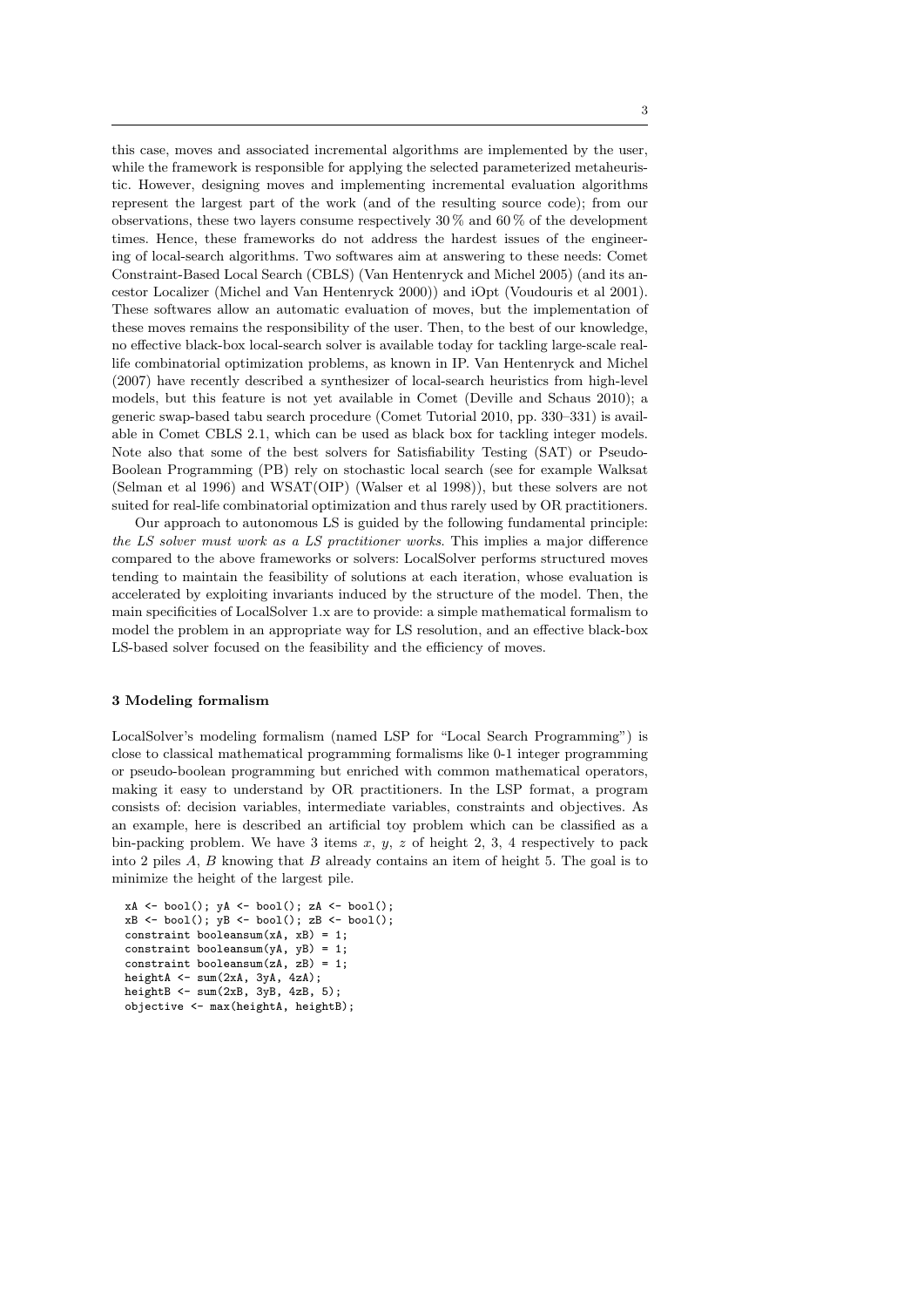this case, moves and associated incremental algorithms are implemented by the user, while the framework is responsible for applying the selected parameterized metaheuristic. However, designing moves and implementing incremental evaluation algorithms represent the largest part of the work (and of the resulting source code); from our observations, these two layers consume respectively 30 % and 60 % of the development times. Hence, these frameworks do not address the hardest issues of the engineering of local-search algorithms. Two softwares aim at answering to these needs: Comet Constraint-Based Local Search (CBLS) (Van Hentenryck and Michel 2005) (and its ancestor Localizer (Michel and Van Hentenryck 2000)) and iOpt (Voudouris et al 2001). These softwares allow an automatic evaluation of moves, but the implementation of these moves remains the responsibility of the user. Then, to the best of our knowledge, no effective black-box local-search solver is available today for tackling large-scale real-life combinatorial optimization problems, as known in IP. Van Hentenryck and Michel (2007) have recently described a synthesizer of local-search heuristics from high-level models, but this feature is not yet available in Comet (Deville and Schaus 2010); a generic swap-based tabu search procedure (Comet Tutorial 2010, pp. 330–331) is available in Comet CBLS 2.1, which can be used as black box for tackling integer models. Note also that some of the best solvers for Satisfiability Testing (SAT) or Pseudo-Boolean Programming (PB) rely on stochastic local search (see for example Walksat (Selman et al 1996) and WSAT(OIP) (Walser et al 1998)), but these solvers are not suited for real-life combinatorial optimization and thus rarely used by OR practitioners.

Our approach to autonomous LS is guided by the following fundamental principle: *the LS solver must work as a LS practitioner works*. This implies a major difference compared to the above frameworks or solvers: LocalSolver performs structured moves tending to maintain the feasibility of solutions at each iteration, whose evaluation is accelerated by exploiting invariants induced by the structure of the model. Then, the main specificities of LocalSolver 1.x are to provide: a simple mathematical formalism to model the problem in an appropriate way for LS resolution, and an effective black-box LS-based solver focused on the feasibility and the efficiency of moves.

## 3 Modeling formalism

LocalSolver's modeling formalism (named LSP for "Local Search Programming") is close to classical mathematical programming formalisms like 0-1 integer programming or pseudo-boolean programming but enriched with common mathematical operators, making it easy to understand by OR practitioners. In the LSP format, a program consists of: decision variables, intermediate variables, constraints and objectives. As an example, here is described an artificial toy problem which can be classified as a bin-packing problem. We have 3 items $x$, $y$, $z$ of height 2, 3, 4 respectively to pack into 2 piles $A$, $B$ knowing that $B$ already contains an item of height 5. The goal is to minimize the height of the largest pile.

```
xA <- bool(); yA <- bool(); zA <- bool();
xB <- bool(); yB <- bool(); zB <- bool();
constraint booleansum(xA, xB) = 1;
constraint booleansum(yA, yB) = 1;
constraint booleansum(zA, zB) = 1;
heightA <- sum(2xA, 3yA, 4zA);
heightB <- sum(2xB, 3yB, 4zB, 5);
objective <- max(heightA, heightB);
```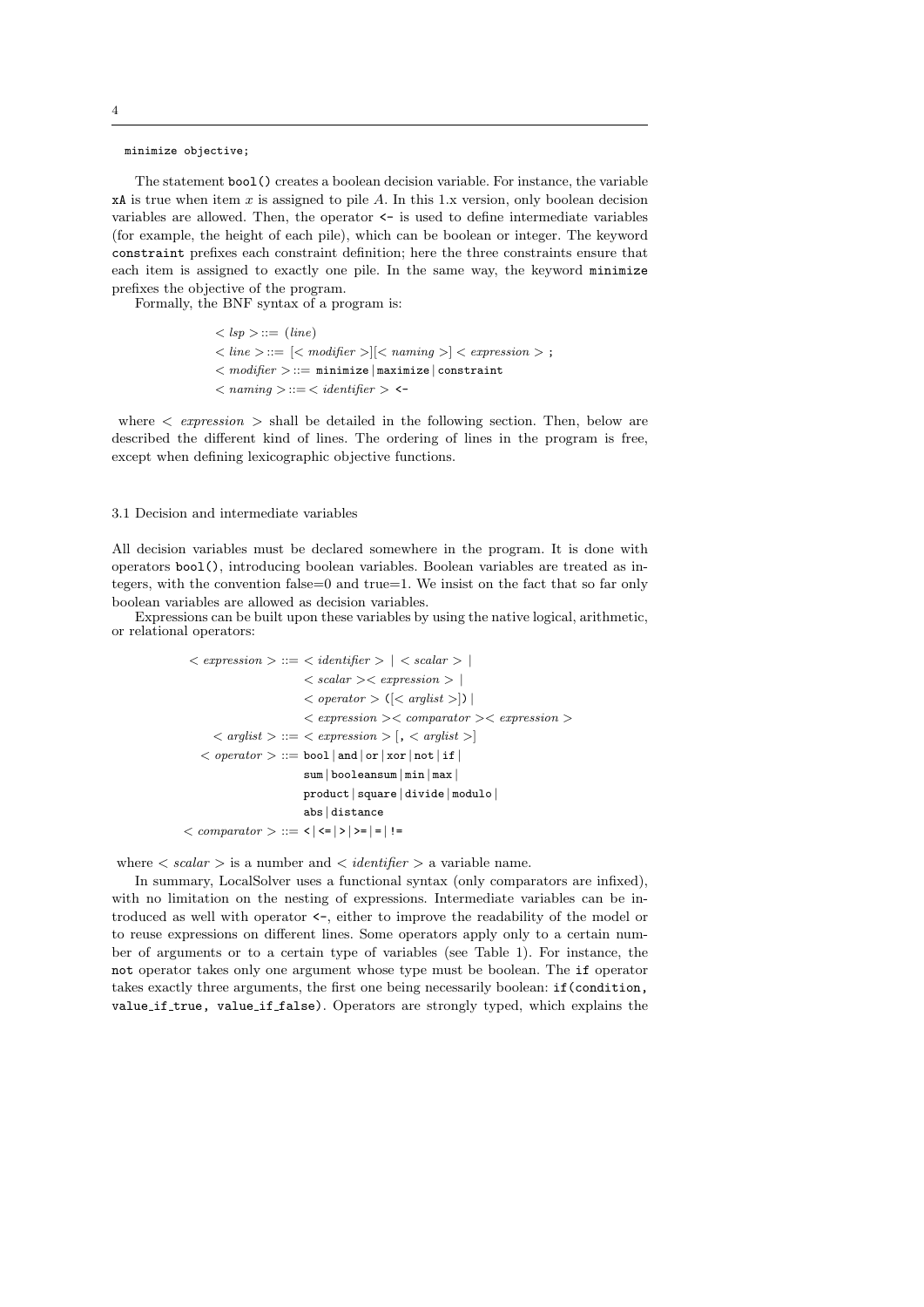```
minimize objective;
```

The statement `bool()` creates a boolean decision variable. For instance, the variable `xA` is true when item $x$ is assigned to pile $A$. In this 1.x version, only boolean decision variables are allowed. Then, the operator `<-` is used to define intermediate variables (for example, the height of each pile), which can be boolean or integer. The keyword `constraint` prefixes each constraint definition; here the three constraints ensure that each item is assigned to exactly one pile. In the same way, the keyword `minimize` prefixes the objective of the program.

Formally, the BNF syntax of a program is:

$$
\begin{aligned}
&< lsp > ::= (line) \\
&< line > ::= [< modifier >][< naming >] < expression > \texttt{;} \\
&< modifier > ::= \texttt{minimize} \,|\, \texttt{maximize} \,|\, \texttt{constraint} \\
&< naming > ::= < identifier > \texttt{<-}
\end{aligned}
$$

where $< expression >$ shall be detailed in the following section. Then, below are described the different kind of lines. The ordering of lines in the program is free, except when defining lexicographic objective functions.

### 3.1 Decision and intermediate variables

All decision variables must be declared somewhere in the program. It is done with operators `bool()`, introducing boolean variables. Boolean variables are treated as integers, with the convention false=0 and true=1. We insist on the fact that so far only boolean variables are allowed as decision variables.

Expressions can be built upon these variables by using the native logical, arithmetic, or relational operators:

$$
\begin{aligned}
< expression > &::= < identifier > \,|\, < scalar > \,| \\
&\quad\;\; < scalar >< expression > \,| \\
&\quad\;\; < operator > \texttt{(}[< arglist >]\texttt{)} \,| \\
&\quad\;\; < expression >< comparator >< expression > \\
< arglist > &::= < expression > [\texttt{,} < arglist >] \\
< operator > &::= \texttt{bool} \,|\, \texttt{and} \,|\, \texttt{or} \,|\, \texttt{xor} \,|\, \texttt{not} \,|\, \texttt{if} \,| \\
&\quad\;\; \texttt{sum} \,|\, \texttt{booleansum} \,|\, \texttt{min} \,|\, \texttt{max} \,| \\
&\quad\;\; \texttt{product} \,|\, \texttt{square} \,|\, \texttt{divide} \,|\, \texttt{modulo} \,| \\
&\quad\;\; \texttt{abs} \,|\, \texttt{distance} \\
< comparator > &::= \texttt{<} \,|\, \texttt{<=} \,|\, \texttt{>} \,|\, \texttt{>=} \,|\, \texttt{=} \,|\, \texttt{!=}
\end{aligned}
$$

where $< scalar >$ is a number and $< identifier >$ a variable name.

In summary, LocalSolver uses a functional syntax (only comparators are infixed), with no limitation on the nesting of expressions. Intermediate variables can be introduced as well with operator `<-`, either to improve the readability of the model or to reuse expressions on different lines. Some operators apply only to a certain number of arguments or to a certain type of variables (see Table 1). For instance, the `not` operator takes only one argument whose type must be boolean. The `if` operator takes exactly three arguments, the first one being necessarily boolean: `if(condition, value_if_true, value_if_false)`. Operators are strongly typed, which explains the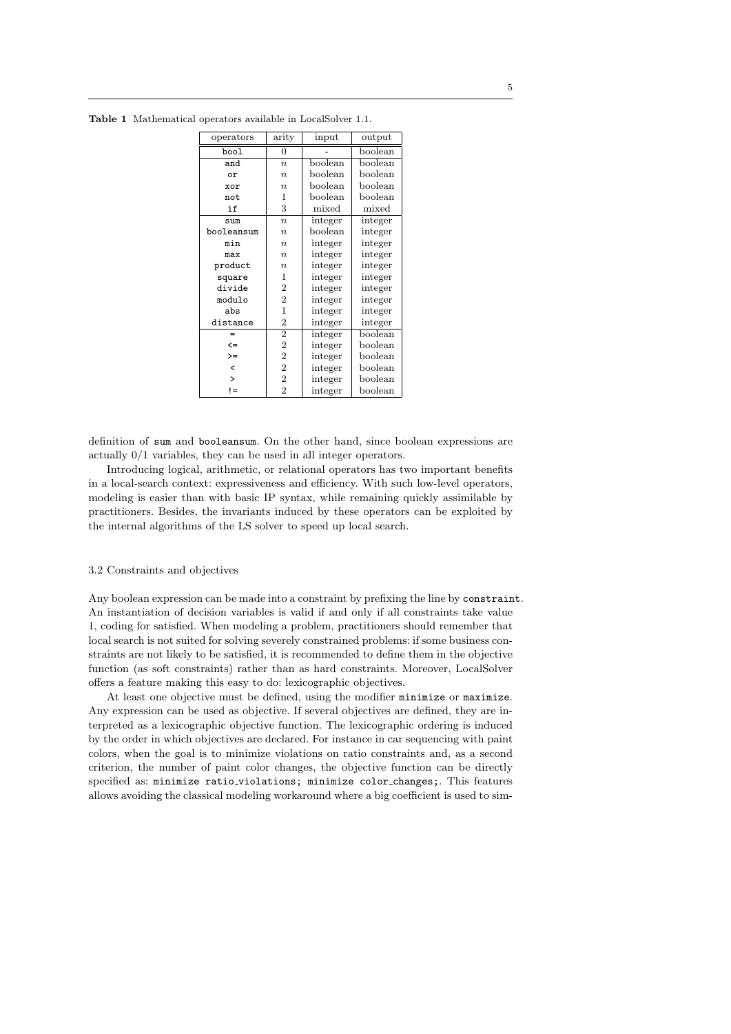**Table 1** Mathematical operators available in LocalSolver 1.1.

| operators | arity | input | output |
|---|---|---|---|
| `bool` | 0 | - | boolean |
| `and` | $n$ | boolean | boolean |
| `or` | $n$ | boolean | boolean |
| `xor` | $n$ | boolean | boolean |
| `not` | 1 | boolean | boolean |
| `if` | 3 | mixed | mixed |
| `sum` | $n$ | integer | integer |
| `booleansum` | $n$ | boolean | integer |
| `min` | $n$ | integer | integer |
| `max` | $n$ | integer | integer |
| `product` | $n$ | integer | integer |
| `square` | 1 | integer | integer |
| `divide` | 2 | integer | integer |
| `modulo` | 2 | integer | integer |
| `abs` | 1 | integer | integer |
| `distance` | 2 | integer | integer |
| `=` | 2 | integer | boolean |
| `<=` | 2 | integer | boolean |
| `>=` | 2 | integer | boolean |
| `<` | 2 | integer | boolean |
| `>` | 2 | integer | boolean |
| `!=` | 2 | integer | boolean |

definition of `sum` and `booleansum`. On the other hand, since boolean expressions are actually 0/1 variables, they can be used in all integer operators.

Introducing logical, arithmetic, or relational operators has two important benefits in a local-search context: expressiveness and efficiency. With such low-level operators, modeling is easier than with basic IP syntax, while remaining quickly assimilable by practitioners. Besides, the invariants induced by these operators can be exploited by the internal algorithms of the LS solver to speed up local search.

### 3.2 Constraints and objectives

Any boolean expression can be made into a constraint by prefixing the line by `constraint`. An instantiation of decision variables is valid if and only if all constraints take value 1, coding for satisfied. When modeling a problem, practitioners should remember that local search is not suited for solving severely constrained problems: if some business constraints are not likely to be satisfied, it is recommended to define them in the objective function (as soft constraints) rather than as hard constraints. Moreover, LocalSolver offers a feature making this easy to do: lexicographic objectives.

At least one objective must be defined, using the modifier `minimize` or `maximize`. Any expression can be used as objective. If several objectives are defined, they are interpreted as a lexicographic objective function. The lexicographic ordering is induced by the order in which objectives are declared. For instance in car sequencing with paint colors, when the goal is to minimize violations on ratio constraints and, as a second criterion, the number of paint color changes, the objective function can be directly specified as: `minimize ratio_violations; minimize color_changes;`. This features allows avoiding the classical modeling workaround where a big coefficient is used to sim-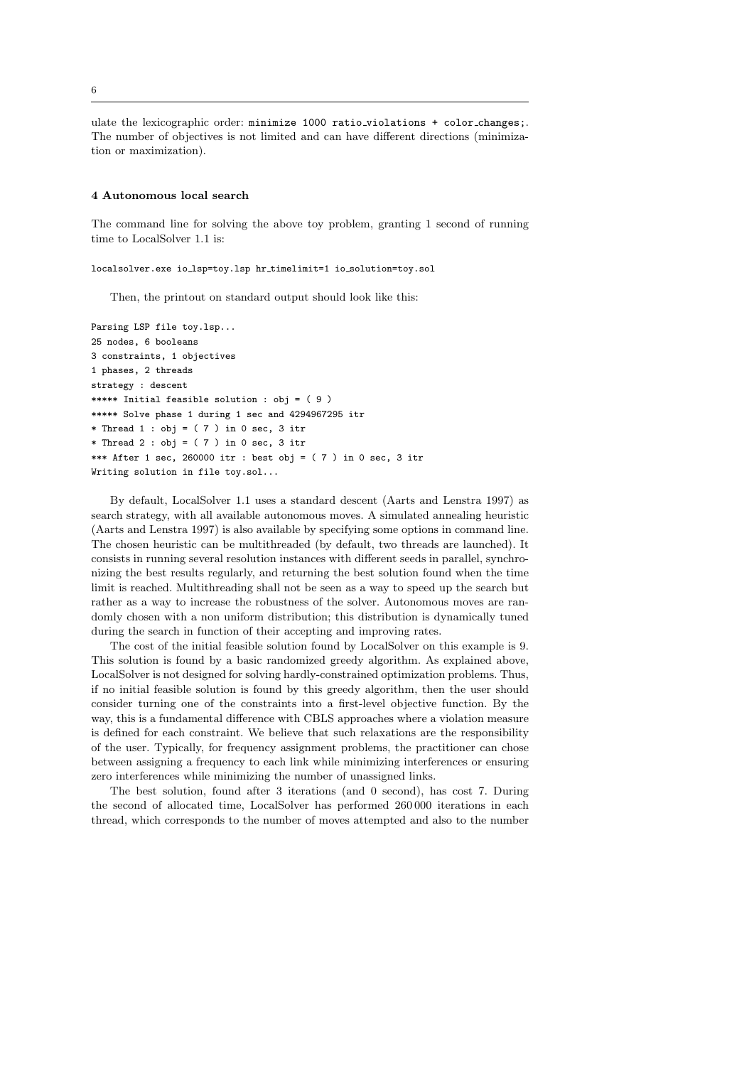ulate the lexicographic order: `minimize 1000 ratio_violations + color_changes;`. The number of objectives is not limited and can have different directions (minimization or maximization).

## 4 Autonomous local search

The command line for solving the above toy problem, granting 1 second of running time to LocalSolver 1.1 is:

```
localsolver.exe io_lsp=toy.lsp hr_timelimit=1 io_solution=toy.sol
```

Then, the printout on standard output should look like this:

```
Parsing LSP file toy.lsp...
25 nodes, 6 booleans
3 constraints, 1 objectives
1 phases, 2 threads
strategy : descent
***** Initial feasible solution : obj = ( 9 )
***** Solve phase 1 during 1 sec and 4294967295 itr
* Thread 1 : obj = ( 7 ) in 0 sec, 3 itr
* Thread 2 : obj = ( 7 ) in 0 sec, 3 itr
*** After 1 sec, 260000 itr : best obj = ( 7 ) in 0 sec, 3 itr
Writing solution in file toy.sol...
```

By default, LocalSolver 1.1 uses a standard descent (Aarts and Lenstra 1997) as search strategy, with all available autonomous moves. A simulated annealing heuristic (Aarts and Lenstra 1997) is also available by specifying some options in command line. The chosen heuristic can be multithreaded (by default, two threads are launched). It consists in running several resolution instances with different seeds in parallel, synchronizing the best results regularly, and returning the best solution found when the time limit is reached. Multithreading shall not be seen as a way to speed up the search but rather as a way to increase the robustness of the solver. Autonomous moves are randomly chosen with a non uniform distribution; this distribution is dynamically tuned during the search in function of their accepting and improving rates.

The cost of the initial feasible solution found by LocalSolver on this example is 9. This solution is found by a basic randomized greedy algorithm. As explained above, LocalSolver is not designed for solving hardly-constrained optimization problems. Thus, if no initial feasible solution is found by this greedy algorithm, then the user should consider turning one of the constraints into a first-level objective function. By the way, this is a fundamental difference with CBLS approaches where a violation measure is defined for each constraint. We believe that such relaxations are the responsibility of the user. Typically, for frequency assignment problems, the practitioner can chose between assigning a frequency to each link while minimizing interferences or ensuring zero interferences while minimizing the number of unassigned links.

The best solution, found after 3 iterations (and 0 second), has cost 7. During the second of allocated time, LocalSolver has performed 260 000 iterations in each thread, which corresponds to the number of moves attempted and also to the number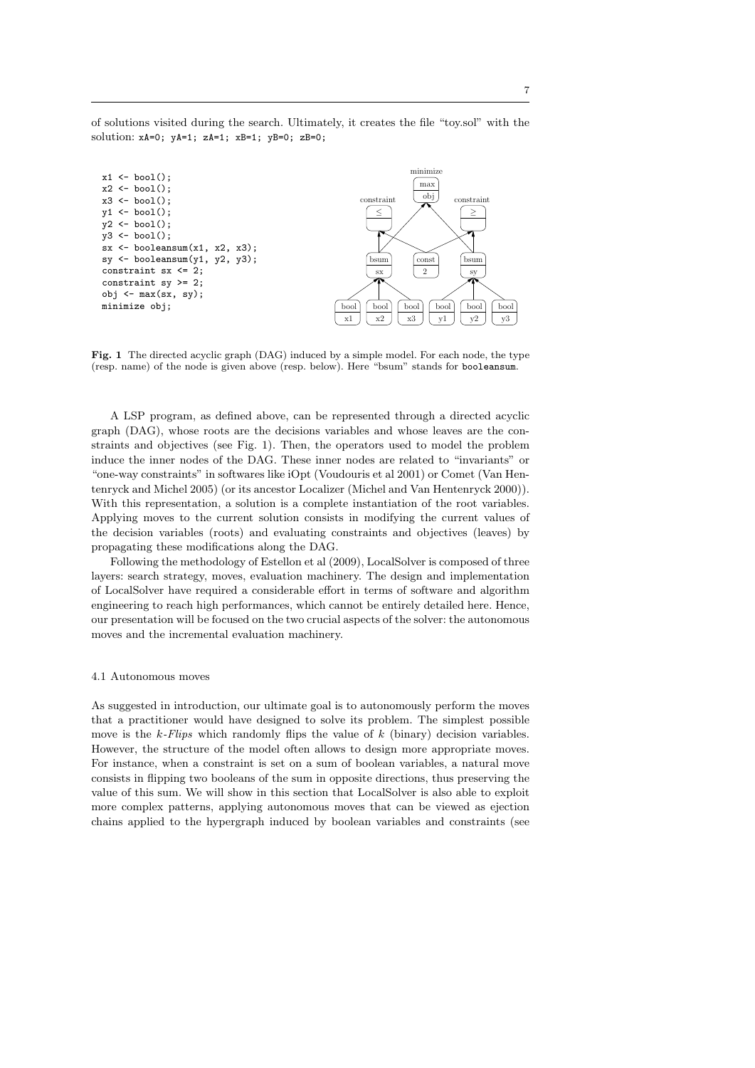of solutions visited during the search. Ultimately, it creates the file "toy.sol" with the solution: `xA=0; yA=1; zA=1; xB=1; yB=0; zB=0;`

```
x1 <- bool();
x2 <- bool();
x3 <- bool();
y1 <- bool();
y2 <- bool();
y3 <- bool();
sx <- booleansum(x1, x2, x3);
sy <- booleansum(y1, y2, y3);
constraint sx <= 2;
constraint sy >= 2;
obj <- max(sx, sy);
minimize obj;
```

minimize
max
obj
constraint
≤
constraint
≥
bsum
sx
const
2
bsum
sy
bool
x1
bool
x2
bool
x3
bool
y1
bool
y2
bool
y3

**Fig. 1** The directed acyclic graph (DAG) induced by a simple model. For each node, the type (resp. name) of the node is given above (resp. below). Here "bsum" stands for `booleansum`.

A LSP program, as defined above, can be represented through a directed acyclic graph (DAG), whose roots are the decisions variables and whose leaves are the constraints and objectives (see Fig. 1). Then, the operators used to model the problem induce the inner nodes of the DAG. These inner nodes are related to "invariants" or "one-way constraints" in softwares like iOpt (Voudouris et al 2001) or Comet (Van Hentenryck and Michel 2005) (or its ancestor Localizer (Michel and Van Hentenryck 2000)). With this representation, a solution is a complete instantiation of the root variables. Applying moves to the current solution consists in modifying the current values of the decision variables (roots) and evaluating constraints and objectives (leaves) by propagating these modifications along the DAG.

Following the methodology of Estellon et al (2009), LocalSolver is composed of three layers: search strategy, moves, evaluation machinery. The design and implementation of LocalSolver have required a considerable effort in terms of software and algorithm engineering to reach high performances, which cannot be entirely detailed here. Hence, our presentation will be focused on the two crucial aspects of the solver: the autonomous moves and the incremental evaluation machinery.

### 4.1 Autonomous moves

As suggested in introduction, our ultimate goal is to autonomously perform the moves that a practitioner would have designed to solve its problem. The simplest possible move is the *k-Flips* which randomly flips the value of $k$ (binary) decision variables. However, the structure of the model often allows to design more appropriate moves. For instance, when a constraint is set on a sum of boolean variables, a natural move consists in flipping two booleans of the sum in opposite directions, thus preserving the value of this sum. We will show in this section that LocalSolver is also able to exploit more complex patterns, applying autonomous moves that can be viewed as ejection chains applied to the hypergraph induced by boolean variables and constraints (see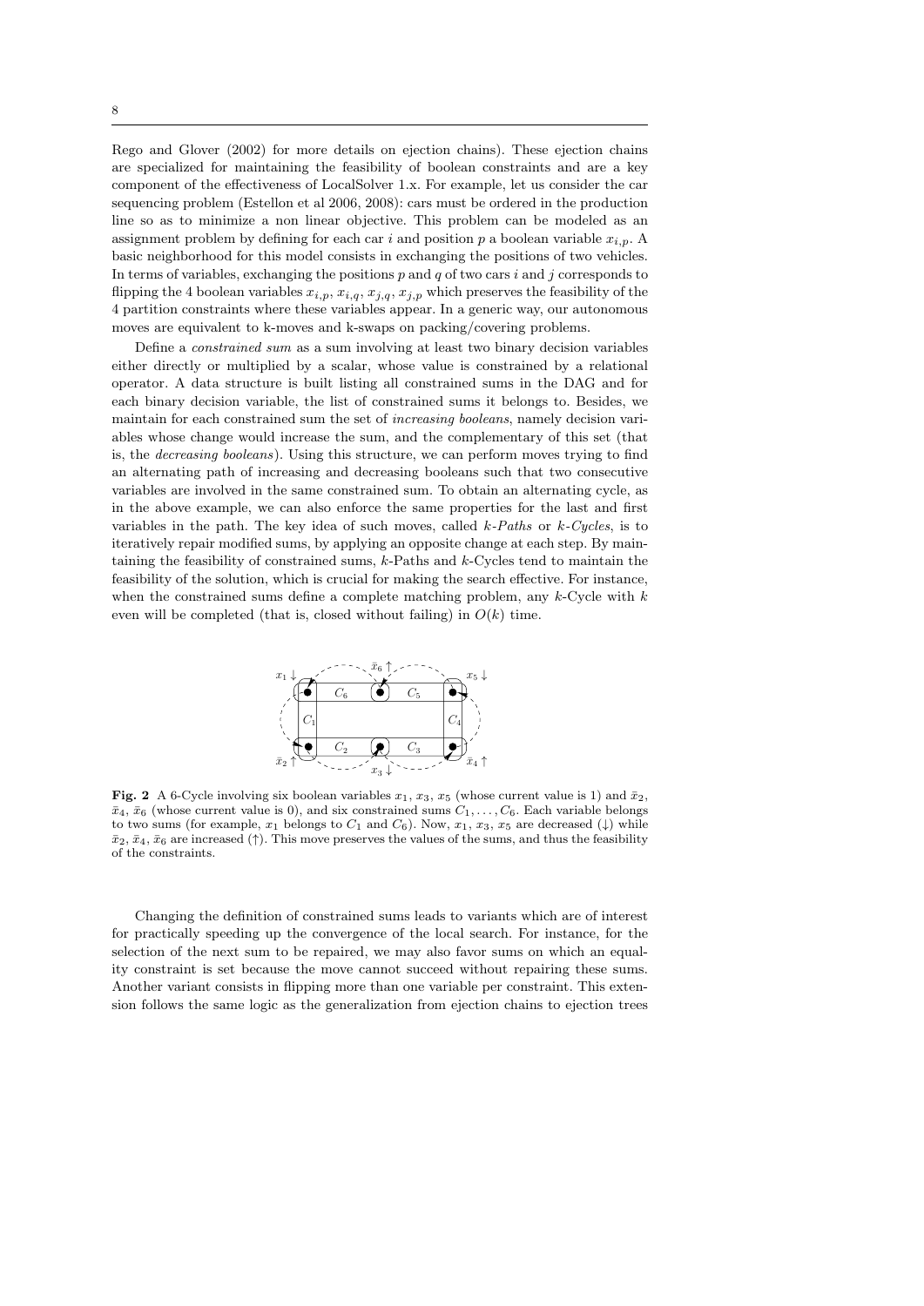Rego and Glover (2002) for more details on ejection chains). These ejection chains are specialized for maintaining the feasibility of boolean constraints and are a key component of the effectiveness of LocalSolver 1.x. For example, let us consider the car sequencing problem (Estellon et al 2006, 2008): cars must be ordered in the production line so as to minimize a non linear objective. This problem can be modeled as an assignment problem by defining for each car $i$ and position $p$ a boolean variable $x_{i,p}$. A basic neighborhood for this model consists in exchanging the positions of two vehicles. In terms of variables, exchanging the positions $p$ and $q$ of two cars $i$ and $j$ corresponds to flipping the 4 boolean variables $x_{i,p}$, $x_{i,q}$, $x_{j,q}$, $x_{j,p}$ which preserves the feasibility of the 4 partition constraints where these variables appear. In a generic way, our autonomous moves are equivalent to k-moves and k-swaps on packing/covering problems.

Define a *constrained sum* as a sum involving at least two binary decision variables either directly or multiplied by a scalar, whose value is constrained by a relational operator. A data structure is built listing all constrained sums in the DAG and for each binary decision variable, the list of constrained sums it belongs to. Besides, we maintain for each constrained sum the set of *increasing booleans*, namely decision variables whose change would increase the sum, and the complementary of this set (that is, the *decreasing booleans*). Using this structure, we can perform moves trying to find an alternating path of increasing and decreasing booleans such that two consecutive variables are involved in the same constrained sum. To obtain an alternating cycle, as in the above example, we can also enforce the same properties for the last and first variables in the path. The key idea of such moves, called *k-Paths* or *k-Cycles*, is to iteratively repair modified sums, by applying an opposite change at each step. By maintaining the feasibility of constrained sums, $k$-Paths and $k$-Cycles tend to maintain the feasibility of the solution, which is crucial for making the search effective. For instance, when the constrained sums define a complete matching problem, any $k$-Cycle with $k$ even will be completed (that is, closed without failing) in $O(k)$ time.

$x_1 \downarrow$ $\bar{x}_6 \uparrow$ $x_5 \downarrow$ $C_6$ $C_5$ $C_1$ $C_4$ $C_2$ $C_3$ $\bar{x}_2 \uparrow$ $x_3 \downarrow$ $\bar{x}_4 \uparrow$

**Fig. 2** A 6-Cycle involving six boolean variables $x_1$, $x_3$, $x_5$ (whose current value is 1) and $\bar{x}_2$, $\bar{x}_4$, $\bar{x}_6$ (whose current value is 0), and six constrained sums $C_1, \ldots, C_6$. Each variable belongs to two sums (for example, $x_1$ belongs to $C_1$ and $C_6$). Now, $x_1$, $x_3$, $x_5$ are decreased ($\downarrow$) while $\bar{x}_2$, $\bar{x}_4$, $\bar{x}_6$ are increased ($\uparrow$). This move preserves the values of the sums, and thus the feasibility of the constraints.

Changing the definition of constrained sums leads to variants which are of interest for practically speeding up the convergence of the local search. For instance, for the selection of the next sum to be repaired, we may also favor sums on which an equality constraint is set because the move cannot succeed without repairing these sums. Another variant consists in flipping more than one variable per constraint. This extension follows the same logic as the generalization from ejection chains to ejection trees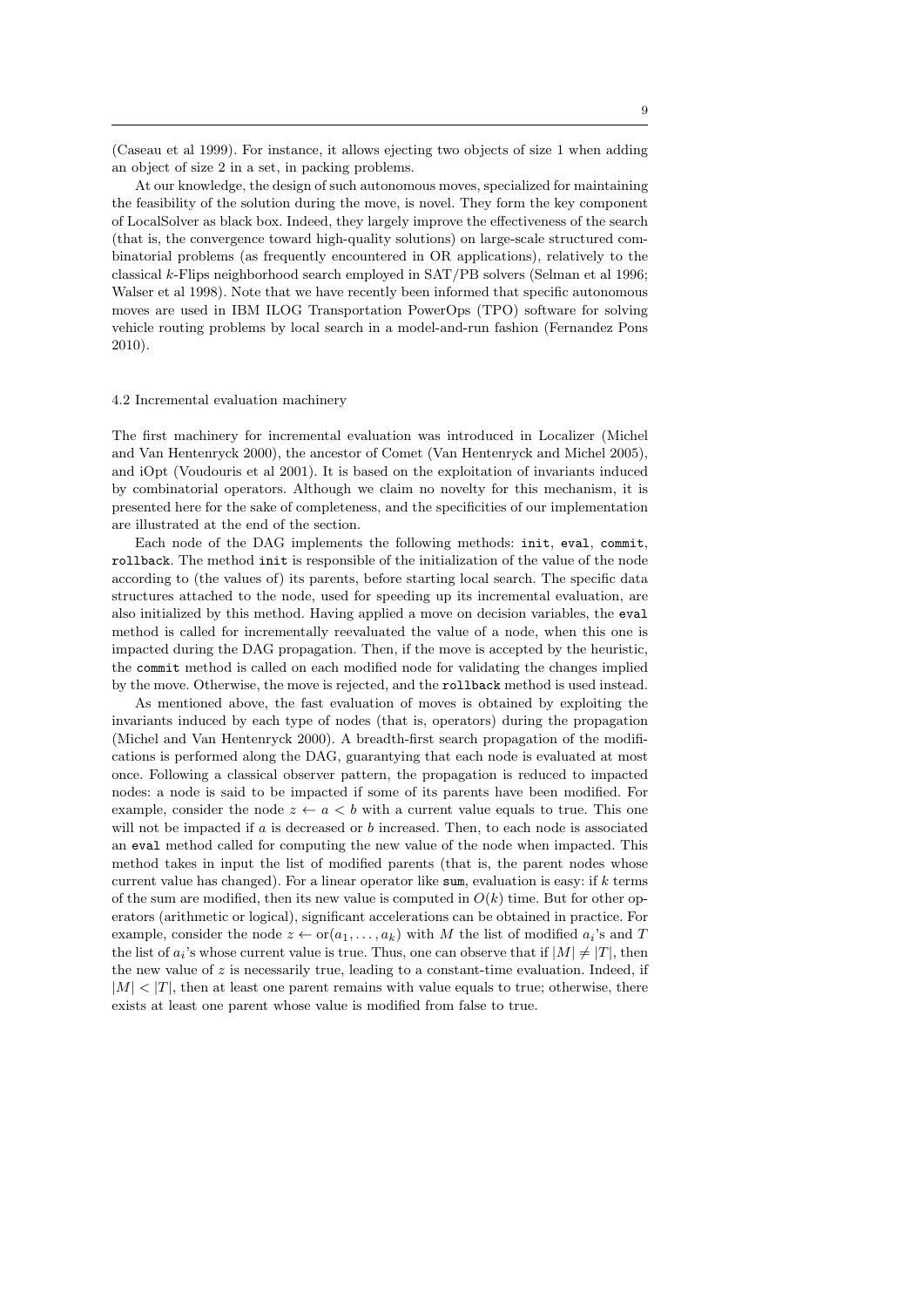(Caseau et al 1999). For instance, it allows ejecting two objects of size 1 when adding an object of size 2 in a set, in packing problems.

At our knowledge, the design of such autonomous moves, specialized for maintaining the feasibility of the solution during the move, is novel. They form the key component of LocalSolver as black box. Indeed, they largely improve the effectiveness of the search (that is, the convergence toward high-quality solutions) on large-scale structured combinatorial problems (as frequently encountered in OR applications), relatively to the classical $k$-Flips neighborhood search employed in SAT/PB solvers (Selman et al 1996; Walser et al 1998). Note that we have recently been informed that specific autonomous moves are used in IBM ILOG Transportation PowerOps (TPO) software for solving vehicle routing problems by local search in a model-and-run fashion (Fernandez Pons 2010).

### 4.2 Incremental evaluation machinery

The first machinery for incremental evaluation was introduced in Localizer (Michel and Van Hentenryck 2000), the ancestor of Comet (Van Hentenryck and Michel 2005), and iOpt (Voudouris et al 2001). It is based on the exploitation of invariants induced by combinatorial operators. Although we claim no novelty for this mechanism, it is presented here for the sake of completeness, and the specificities of our implementation are illustrated at the end of the section.

Each node of the DAG implements the following methods: `init`, `eval`, `commit`, `rollback`. The method `init` is responsible of the initialization of the value of the node according to (the values of) its parents, before starting local search. The specific data structures attached to the node, used for speeding up its incremental evaluation, are also initialized by this method. Having applied a move on decision variables, the `eval` method is called for incrementally reevaluated the value of a node, when this one is impacted during the DAG propagation. Then, if the move is accepted by the heuristic, the `commit` method is called on each modified node for validating the changes implied by the move. Otherwise, the move is rejected, and the `rollback` method is used instead.

As mentioned above, the fast evaluation of moves is obtained by exploiting the invariants induced by each type of nodes (that is, operators) during the propagation (Michel and Van Hentenryck 2000). A breadth-first search propagation of the modifications is performed along the DAG, guarantying that each node is evaluated at most once. Following a classical observer pattern, the propagation is reduced to impacted nodes: a node is said to be impacted if some of its parents have been modified. For example, consider the node $z \leftarrow a < b$ with a current value equals to true. This one will not be impacted if $a$ is decreased or $b$ increased. Then, to each node is associated an `eval` method called for computing the new value of the node when impacted. This method takes in input the list of modified parents (that is, the parent nodes whose current value has changed). For a linear operator like `sum`, evaluation is easy: if $k$ terms of the sum are modified, then its new value is computed in $O(k)$ time. But for other operators (arithmetic or logical), significant accelerations can be obtained in practice. For example, consider the node $z \leftarrow \text{or}(a_1, \ldots, a_k)$ with $M$ the list of modified $a_i$'s and $T$ the list of $a_i$'s whose current value is true. Thus, one can observe that if $|M| \neq |T|$, then the new value of $z$ is necessarily true, leading to a constant-time evaluation. Indeed, if $|M| < |T|$, then at least one parent remains with value equals to true; otherwise, there exists at least one parent whose value is modified from false to true.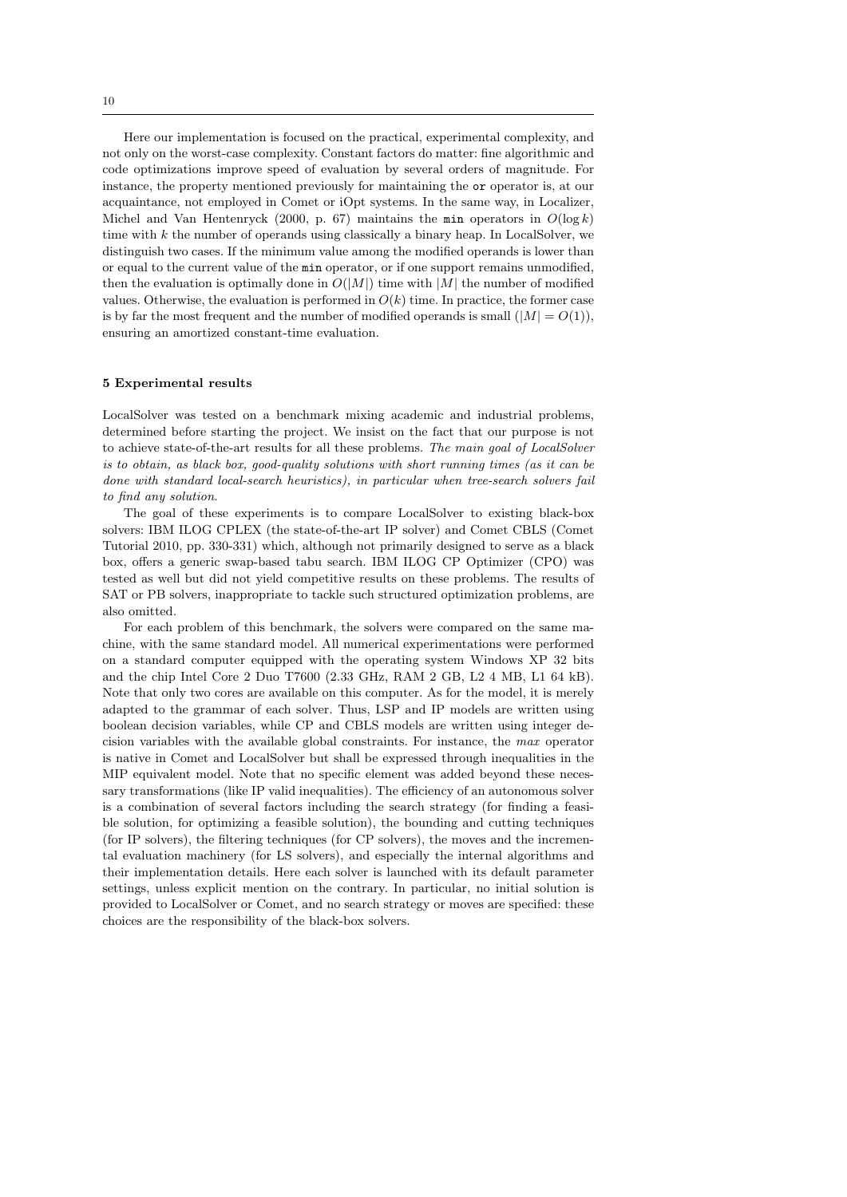Here our implementation is focused on the practical, experimental complexity, and not only on the worst-case complexity. Constant factors do matter: fine algorithmic and code optimizations improve speed of evaluation by several orders of magnitude. For instance, the property mentioned previously for maintaining the `or` operator is, at our acquaintance, not employed in Comet or iOpt systems. In the same way, in Localizer, Michel and Van Hentenryck (2000, p. 67) maintains the `min` operators in $O(\log k)$ time with $k$ the number of operands using classically a binary heap. In LocalSolver, we distinguish two cases. If the minimum value among the modified operands is lower than or equal to the current value of the `min` operator, or if one support remains unmodified, then the evaluation is optimally done in $O(|M|)$ time with $|M|$ the number of modified values. Otherwise, the evaluation is performed in $O(k)$ time. In practice, the former case is by far the most frequent and the number of modified operands is small ($|M| = O(1)$), ensuring an amortized constant-time evaluation.

## 5 Experimental results

LocalSolver was tested on a benchmark mixing academic and industrial problems, determined before starting the project. We insist on the fact that our purpose is not to achieve state-of-the-art results for all these problems. *The main goal of LocalSolver is to obtain, as black box, good-quality solutions with short running times (as it can be done with standard local-search heuristics), in particular when tree-search solvers fail to find any solution.*

The goal of these experiments is to compare LocalSolver to existing black-box solvers: IBM ILOG CPLEX (the state-of-the-art IP solver) and Comet CBLS (Comet Tutorial 2010, pp. 330-331) which, although not primarily designed to serve as a black box, offers a generic swap-based tabu search. IBM ILOG CP Optimizer (CPO) was tested as well but did not yield competitive results on these problems. The results of SAT or PB solvers, inappropriate to tackle such structured optimization problems, are also omitted.

For each problem of this benchmark, the solvers were compared on the same machine, with the same standard model. All numerical experimentations were performed on a standard computer equipped with the operating system Windows XP 32 bits and the chip Intel Core 2 Duo T7600 (2.33 GHz, RAM 2 GB, L2 4 MB, L1 64 kB). Note that only two cores are available on this computer. As for the model, it is merely adapted to the grammar of each solver. Thus, LSP and IP models are written using boolean decision variables, while CP and CBLS models are written using integer decision variables with the available global constraints. For instance, the *max* operator is native in Comet and LocalSolver but shall be expressed through inequalities in the MIP equivalent model. Note that no specific element was added beyond these necessary transformations (like IP valid inequalities). The efficiency of an autonomous solver is a combination of several factors including the search strategy (for finding a feasible solution, for optimizing a feasible solution), the bounding and cutting techniques (for IP solvers), the filtering techniques (for CP solvers), the moves and the incremental evaluation machinery (for LS solvers), and especially the internal algorithms and their implementation details. Here each solver is launched with its default parameter settings, unless explicit mention on the contrary. In particular, no initial solution is provided to LocalSolver or Comet, and no search strategy or moves are specified: these choices are the responsibility of the black-box solvers.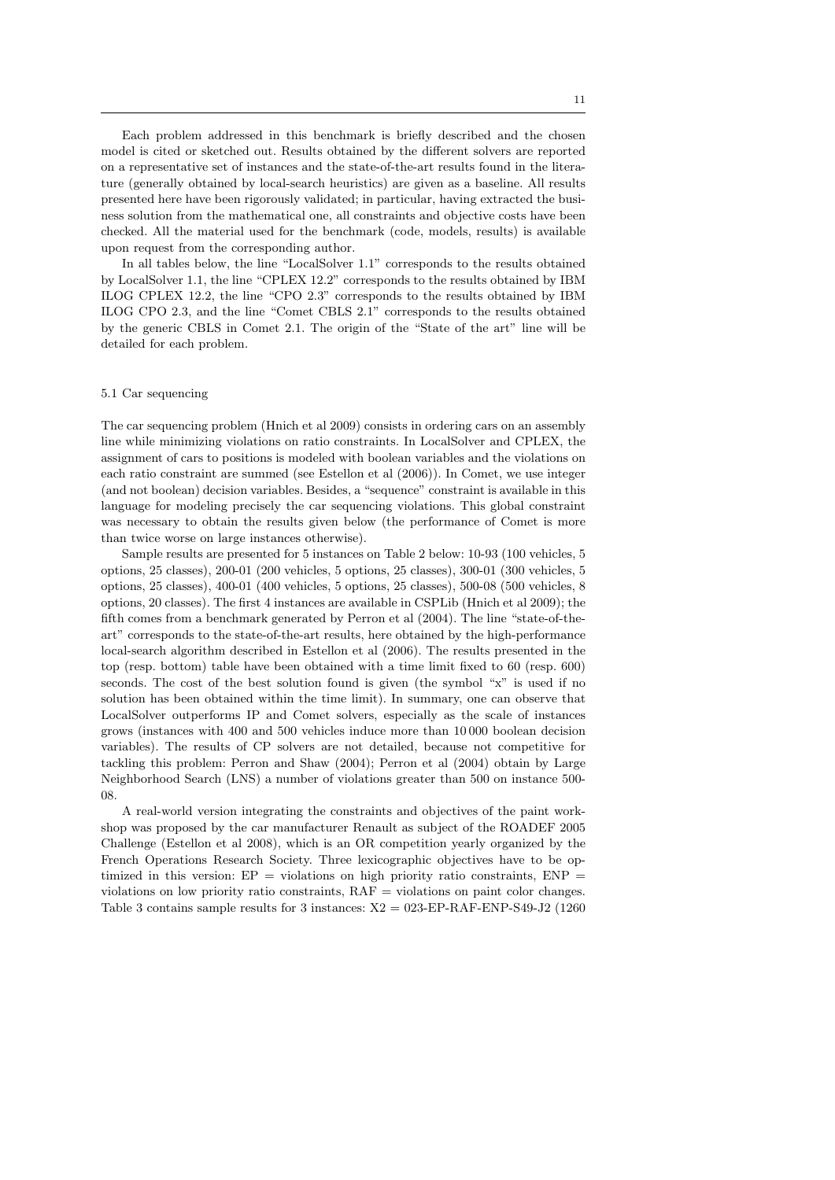Each problem addressed in this benchmark is briefly described and the chosen model is cited or sketched out. Results obtained by the different solvers are reported on a representative set of instances and the state-of-the-art results found in the literature (generally obtained by local-search heuristics) are given as a baseline. All results presented here have been rigorously validated; in particular, having extracted the business solution from the mathematical one, all constraints and objective costs have been checked. All the material used for the benchmark (code, models, results) is available upon request from the corresponding author.

In all tables below, the line "LocalSolver 1.1" corresponds to the results obtained by LocalSolver 1.1, the line "CPLEX 12.2" corresponds to the results obtained by IBM ILOG CPLEX 12.2, the line "CPO 2.3" corresponds to the results obtained by IBM ILOG CPO 2.3, and the line "Comet CBLS 2.1" corresponds to the results obtained by the generic CBLS in Comet 2.1. The origin of the "State of the art" line will be detailed for each problem.

### 5.1 Car sequencing

The car sequencing problem (Hnich et al 2009) consists in ordering cars on an assembly line while minimizing violations on ratio constraints. In LocalSolver and CPLEX, the assignment of cars to positions is modeled with boolean variables and the violations on each ratio constraint are summed (see Estellon et al (2006)). In Comet, we use integer (and not boolean) decision variables. Besides, a "sequence" constraint is available in this language for modeling precisely the car sequencing violations. This global constraint was necessary to obtain the results given below (the performance of Comet is more than twice worse on large instances otherwise).

Sample results are presented for 5 instances on Table 2 below: 10-93 (100 vehicles, 5 options, 25 classes), 200-01 (200 vehicles, 5 options, 25 classes), 300-01 (300 vehicles, 5 options, 25 classes), 400-01 (400 vehicles, 5 options, 25 classes), 500-08 (500 vehicles, 8 options, 20 classes). The first 4 instances are available in CSPLib (Hnich et al 2009); the fifth comes from a benchmark generated by Perron et al (2004). The line "state-of-the-art" corresponds to the state-of-the-art results, here obtained by the high-performance local-search algorithm described in Estellon et al (2006). The results presented in the top (resp. bottom) table have been obtained with a time limit fixed to 60 (resp. 600) seconds. The cost of the best solution found is given (the symbol "x" is used if no solution has been obtained within the time limit). In summary, one can observe that LocalSolver outperforms IP and Comet solvers, especially as the scale of instances grows (instances with 400 and 500 vehicles induce more than 10 000 boolean decision variables). The results of CP solvers are not detailed, because not competitive for tackling this problem: Perron and Shaw (2004); Perron et al (2004) obtain by Large Neighborhood Search (LNS) a number of violations greater than 500 on instance 500-08.

A real-world version integrating the constraints and objectives of the paint workshop was proposed by the car manufacturer Renault as subject of the ROADEF 2005 Challenge (Estellon et al 2008), which is an OR competition yearly organized by the French Operations Research Society. Three lexicographic objectives have to be optimized in this version: EP = violations on high priority ratio constraints, ENP = violations on low priority ratio constraints, RAF = violations on paint color changes. Table 3 contains sample results for 3 instances: X2 = 023-EP-RAF-ENP-S49-J2 (1260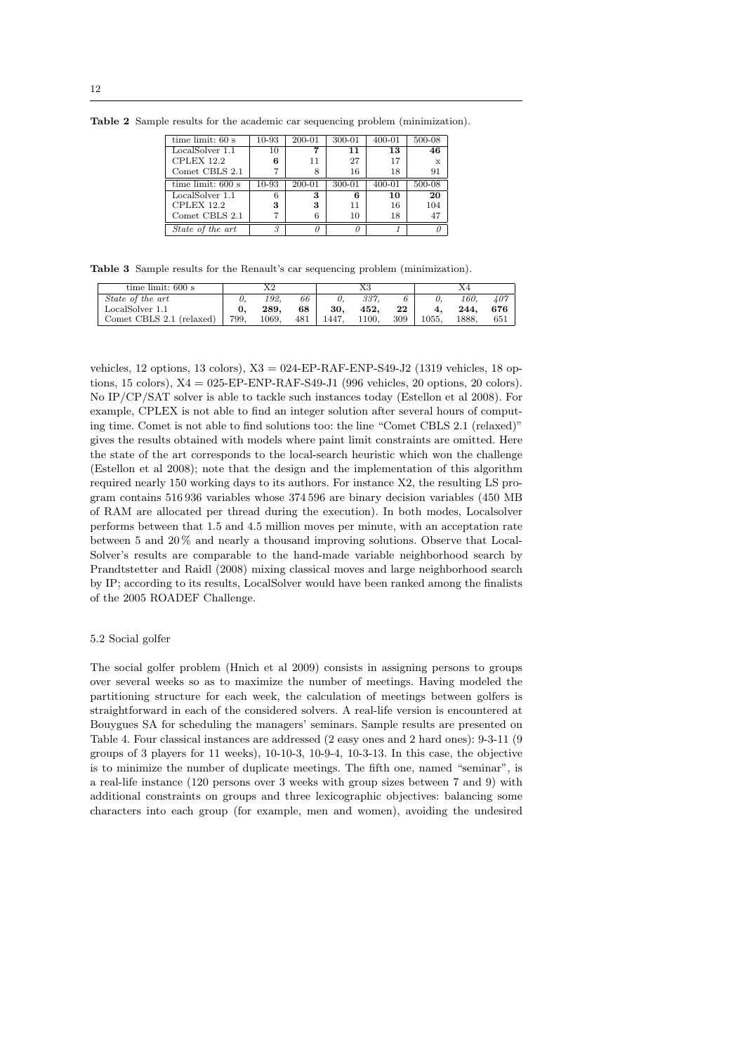**Table 2** Sample results for the academic car sequencing problem (minimization).

| time limit: 60 s | 10-93 | 200-01 | 300-01 | 400-01 | 500-08 |
|---|---|---|---|---|---|
| LocalSolver 1.1 | 10 | **7** | **11** | **13** | **46** |
| CPLEX 12.2 | **6** | 11 | 27 | 17 | x |
| Comet CBLS 2.1 | 7 | 8 | 16 | 18 | 91 |
| time limit: 600 s | 10-93 | 200-01 | 300-01 | 400-01 | 500-08 |
| LocalSolver 1.1 | 6 | **3** | **6** | **10** | **20** |
| CPLEX 12.2 | **3** | **3** | 11 | 16 | 104 |
| Comet CBLS 2.1 | 7 | 6 | 10 | 18 | 47 |
| *State of the art* | *3* | *0* | *0* | *1* | *0* |

**Table 3** Sample results for the Renault's car sequencing problem (minimization).

| time limit: 600 s | X2 | | | X3 | | | X4 | | |
|---|---|---|---|---|---|---|---|---|---|
| *State of the art* | *0,* | *192,* | *66* | *0,* | *337,* | *6* | *0,* | *160,* | *407* |
| LocalSolver 1.1 | **0,** | **289,** | **68** | **30,** | **452,** | **22** | **4,** | **244,** | **676** |
| Comet CBLS 2.1 (relaxed) | 799, | 1069, | 481 | 1447, | 1100, | 309 | 1055, | 1888, | 651 |

vehicles, 12 options, 13 colors), X3 = 024-EP-RAF-ENP-S49-J2 (1319 vehicles, 18 options, 15 colors), X4 = 025-EP-ENP-RAF-S49-J1 (996 vehicles, 20 options, 20 colors). No IP/CP/SAT solver is able to tackle such instances today (Estellon et al 2008). For example, CPLEX is not able to find an integer solution after several hours of computing time. Comet is not able to find solutions too: the line "Comet CBLS 2.1 (relaxed)" gives the results obtained with models where paint limit constraints are omitted. Here the state of the art corresponds to the local-search heuristic which won the challenge (Estellon et al 2008); note that the design and the implementation of this algorithm required nearly 150 working days to its authors. For instance X2, the resulting LS program contains 516 936 variables whose 374 596 are binary decision variables (450 MB of RAM are allocated per thread during the execution). In both modes, Localsolver performs between that 1.5 and 4.5 million moves per minute, with an acceptation rate between 5 and 20 % and nearly a thousand improving solutions. Observe that LocalSolver's results are comparable to the hand-made variable neighborhood search by Prandtstetter and Raidl (2008) mixing classical moves and large neighborhood search by IP; according to its results, LocalSolver would have been ranked among the finalists of the 2005 ROADEF Challenge.

### 5.2 Social golfer

The social golfer problem (Hnich et al 2009) consists in assigning persons to groups over several weeks so as to maximize the number of meetings. Having modeled the partitioning structure for each week, the calculation of meetings between golfers is straightforward in each of the considered solvers. A real-life version is encountered at Bouygues SA for scheduling the managers' seminars. Sample results are presented on Table 4. Four classical instances are addressed (2 easy ones and 2 hard ones): 9-3-11 (9 groups of 3 players for 11 weeks), 10-10-3, 10-9-4, 10-3-13. In this case, the objective is to minimize the number of duplicate meetings. The fifth one, named "seminar", is a real-life instance (120 persons over 3 weeks with group sizes between 7 and 9) with additional constraints on groups and three lexicographic objectives: balancing some characters into each group (for example, men and women), avoiding the undesired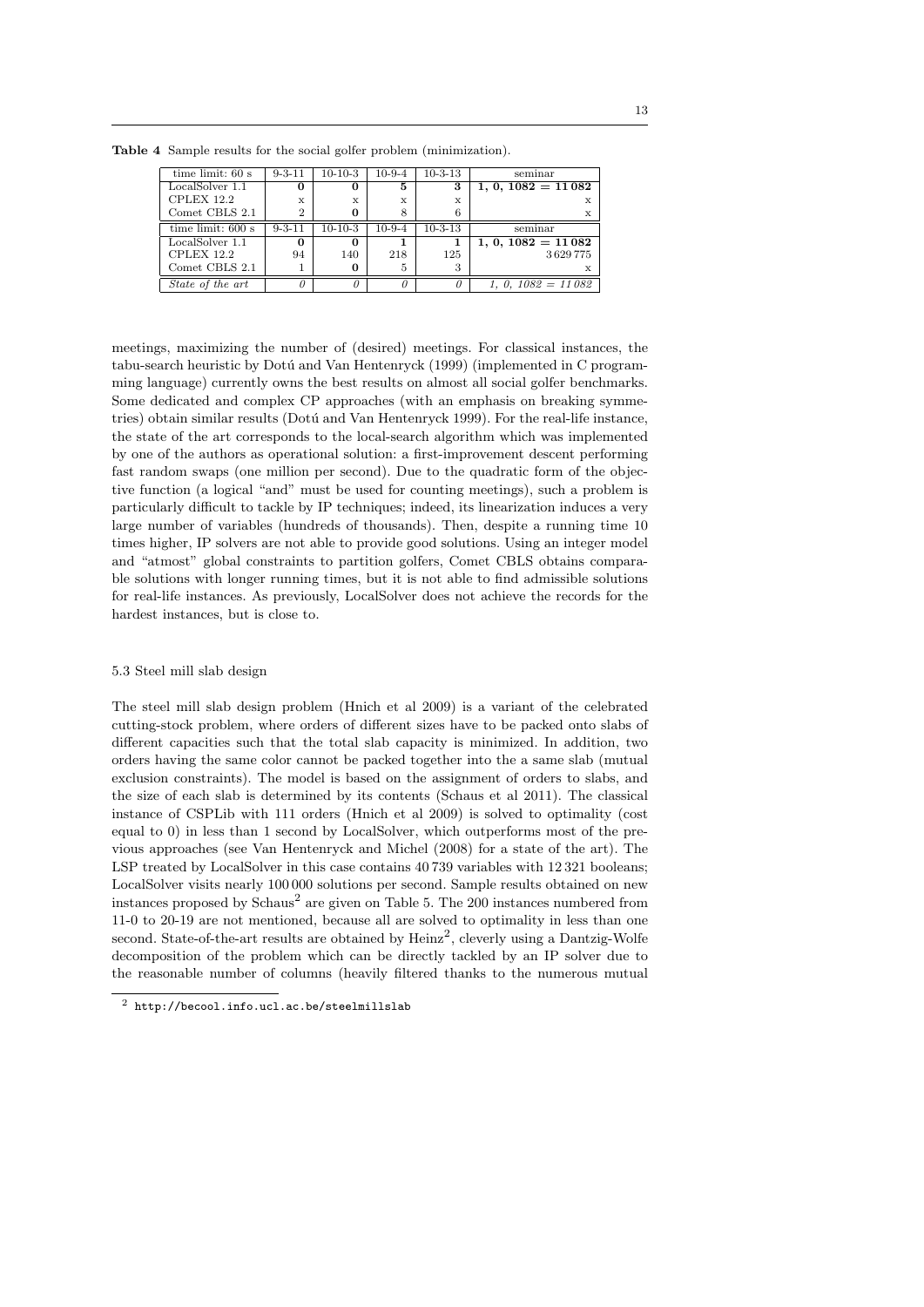**Table 4** Sample results for the social golfer problem (minimization).

| time limit: 60 s | 9-3-11 | 10-10-3 | 10-9-4 | 10-3-13 | seminar |
|---|---|---|---|---|---|
| LocalSolver 1.1 | **0** | **0** | **5** | **3** | **1, 0, 1082 = 11 082** |
| CPLEX 12.2 | x | x | x | x | x |
| Comet CBLS 2.1 | 2 | **0** | 8 | 6 | x |
| time limit: 600 s | 9-3-11 | 10-10-3 | 10-9-4 | 10-3-13 | seminar |
| LocalSolver 1.1 | **0** | **0** | **1** | **1** | **1, 0, 1082 = 11 082** |
| CPLEX 12.2 | 94 | 140 | 218 | 125 | 3 629 775 |
| Comet CBLS 2.1 | 1 | **0** | 5 | 3 | x |
| *State of the art* | *0* | *0* | *0* | *0* | *1, 0, 1082 = 11 082* |

meetings, maximizing the number of (desired) meetings. For classical instances, the tabu-search heuristic by Dotú and Van Hentenryck (1999) (implemented in C programming language) currently owns the best results on almost all social golfer benchmarks. Some dedicated and complex CP approaches (with an emphasis on breaking symmetries) obtain similar results (Dotú and Van Hentenryck 1999). For the real-life instance, the state of the art corresponds to the local-search algorithm which was implemented by one of the authors as operational solution: a first-improvement descent performing fast random swaps (one million per second). Due to the quadratic form of the objective function (a logical "and" must be used for counting meetings), such a problem is particularly difficult to tackle by IP techniques; indeed, its linearization induces a very large number of variables (hundreds of thousands). Then, despite a running time 10 times higher, IP solvers are not able to provide good solutions. Using an integer model and "atmost" global constraints to partition golfers, Comet CBLS obtains comparable solutions with longer running times, but it is not able to find admissible solutions for real-life instances. As previously, LocalSolver does not achieve the records for the hardest instances, but is close to.

### 5.3 Steel mill slab design

The steel mill slab design problem (Hnich et al 2009) is a variant of the celebrated cutting-stock problem, where orders of different sizes have to be packed onto slabs of different capacities such that the total slab capacity is minimized. In addition, two orders having the same color cannot be packed together into the a same slab (mutual exclusion constraints). The model is based on the assignment of orders to slabs, and the size of each slab is determined by its contents (Schaus et al 2011). The classical instance of CSPLib with 111 orders (Hnich et al 2009) is solved to optimality (cost equal to 0) in less than 1 second by LocalSolver, which outperforms most of the previous approaches (see Van Hentenryck and Michel (2008) for a state of the art). The LSP treated by LocalSolver in this case contains 40 739 variables with 12 321 booleans; LocalSolver visits nearly 100 000 solutions per second. Sample results obtained on new instances proposed by Schaus[2] are given on Table 5. The 200 instances numbered from 11-0 to 20-19 are not mentioned, because all are solved to optimality in less than one second. State-of-the-art results are obtained by Heinz[2], cleverly using a Dantzig-Wolfe decomposition of the problem which can be directly tackled by an IP solver due to the reasonable number of columns (heavily filtered thanks to the numerous mutual

[2] http://becool.info.ucl.ac.be/steelmillslab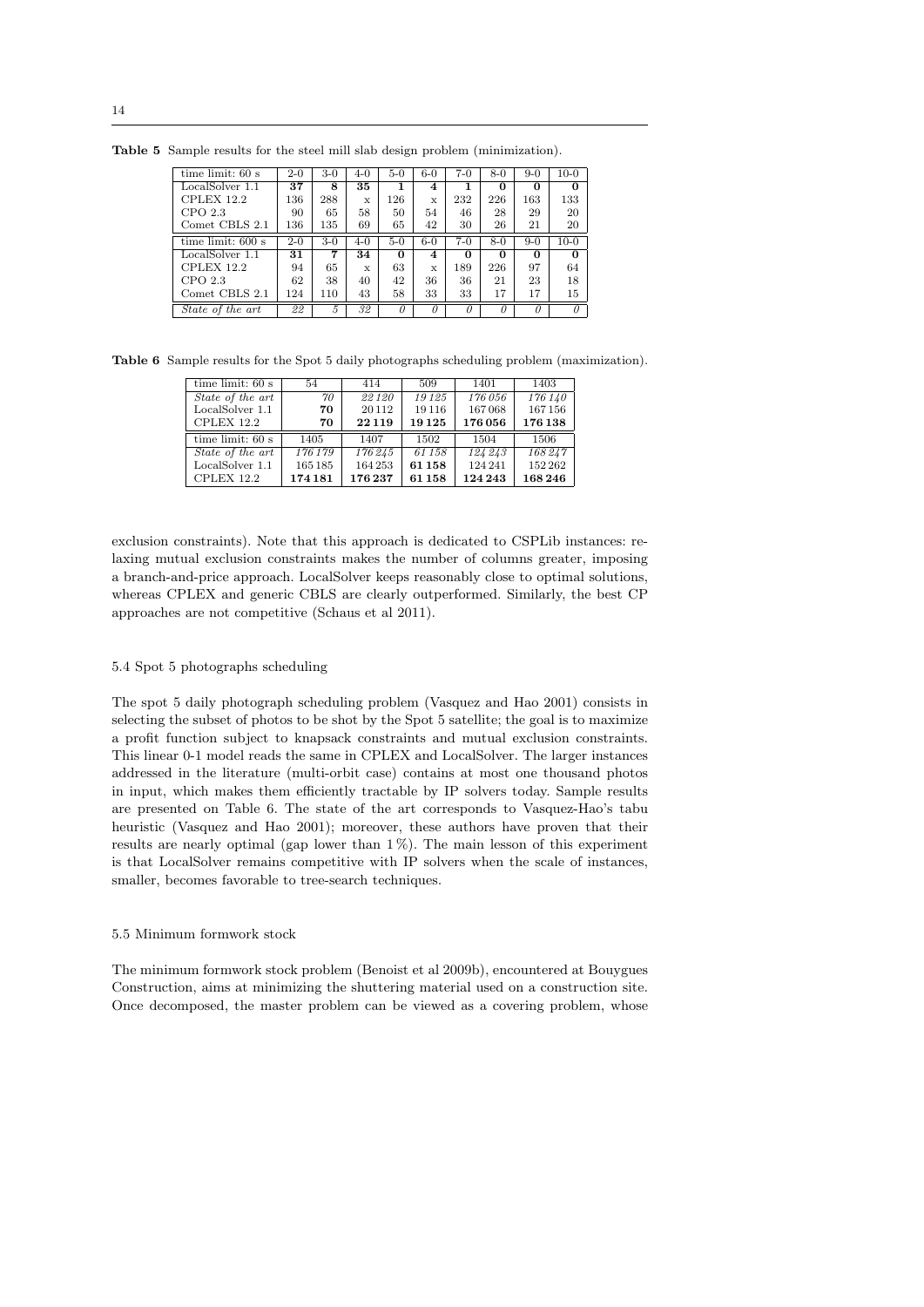**Table 5** Sample results for the steel mill slab design problem (minimization).

| time limit: 60 s | 2-0 | 3-0 | 4-0 | 5-0 | 6-0 | 7-0 | 8-0 | 9-0 | 10-0 |
|---|---|---|---|---|---|---|---|---|---|
| LocalSolver 1.1 | **37** | **8** | **35** | **1** | **4** | **1** | **0** | **0** | **0** |
| CPLEX 12.2 | 136 | 288 | x | 126 | x | 232 | 226 | 163 | 133 |
| CPO 2.3 | 90 | 65 | 58 | 50 | 54 | 46 | 28 | 29 | 20 |
| Comet CBLS 2.1 | 136 | 135 | 69 | 65 | 42 | 30 | 26 | 21 | 20 |
| time limit: 600 s | 2-0 | 3-0 | 4-0 | 5-0 | 6-0 | 7-0 | 8-0 | 9-0 | 10-0 |
| LocalSolver 1.1 | **31** | **7** | **34** | **0** | **4** | **0** | **0** | **0** | **0** |
| CPLEX 12.2 | 94 | 65 | x | 63 | x | 189 | 226 | 97 | 64 |
| CPO 2.3 | 62 | 38 | 40 | 42 | 36 | 36 | 21 | 23 | 18 |
| Comet CBLS 2.1 | 124 | 110 | 43 | 58 | 33 | 33 | 17 | 17 | 15 |
| *State of the art* | *22* | *5* | *32* | *0* | *0* | *0* | *0* | *0* | *0* |

**Table 6** Sample results for the Spot 5 daily photographs scheduling problem (maximization).

| time limit: 60 s | 54 | 414 | 509 | 1401 | 1403 |
|---|---|---|---|---|---|
| *State of the art* | *70* | *22 120* | *19 125* | *176 056* | *176 140* |
| LocalSolver 1.1 | **70** | 20 112 | 19 116 | 167 068 | 167 156 |
| CPLEX 12.2 | **70** | **22 119** | **19 125** | **176 056** | **176 138** |
| time limit: 60 s | 1405 | 1407 | 1502 | 1504 | 1506 |
| *State of the art* | *176 179* | *176 245* | *61 158* | *124 243* | *168 247* |
| LocalSolver 1.1 | 165 185 | 164 253 | **61 158** | 124 241 | 152 262 |
| CPLEX 12.2 | **174 181** | **176 237** | **61 158** | **124 243** | **168 246** |

exclusion constraints). Note that this approach is dedicated to CSPLib instances: relaxing mutual exclusion constraints makes the number of columns greater, imposing a branch-and-price approach. LocalSolver keeps reasonably close to optimal solutions, whereas CPLEX and generic CBLS are clearly outperformed. Similarly, the best CP approaches are not competitive (Schaus et al 2011).

### 5.4 Spot 5 photographs scheduling

The spot 5 daily photograph scheduling problem (Vasquez and Hao 2001) consists in selecting the subset of photos to be shot by the Spot 5 satellite; the goal is to maximize a profit function subject to knapsack constraints and mutual exclusion constraints. This linear 0-1 model reads the same in CPLEX and LocalSolver. The larger instances addressed in the literature (multi-orbit case) contains at most one thousand photos in input, which makes them efficiently tractable by IP solvers today. Sample results are presented on Table 6. The state of the art corresponds to Vasquez-Hao's tabu heuristic (Vasquez and Hao 2001); moreover, these authors have proven that their results are nearly optimal (gap lower than 1 %). The main lesson of this experiment is that LocalSolver remains competitive with IP solvers when the scale of instances, smaller, becomes favorable to tree-search techniques.

### 5.5 Minimum formwork stock

The minimum formwork stock problem (Benoist et al 2009b), encountered at Bouygues Construction, aims at minimizing the shuttering material used on a construction site. Once decomposed, the master problem can be viewed as a covering problem, whose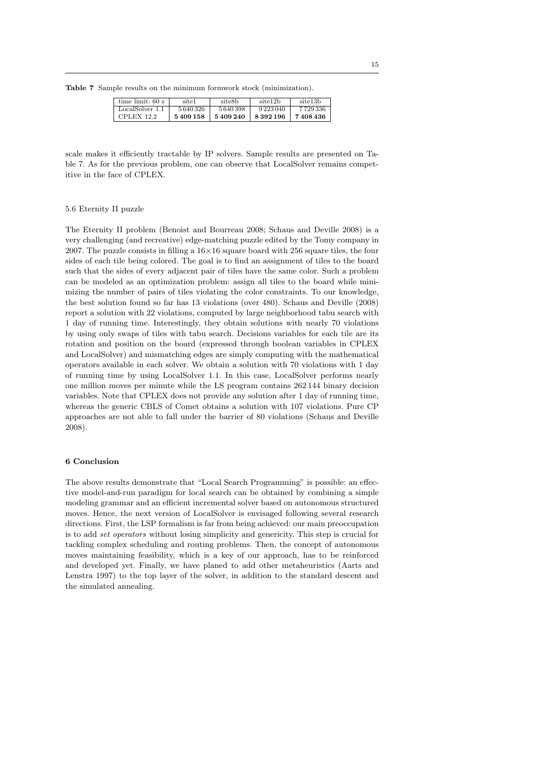**Table 7** Sample results on the minimum formwork stock (minimization).

| time limit: 60 s | site1 | site8b | site12b | site13b |
|---|---|---|---|---|
| LocalSolver 1.1 | 5 640 326 | 5 640 398 | 9 223 040 | 7 729 336 |
| CPLEX 12.2 | **5 409 158** | **5 409 240** | **8 392 196** | **7 408 436** |

scale makes it efficiently tractable by IP solvers. Sample results are presented on Table 7. As for the previous problem, one can observe that LocalSolver remains competitive in the face of CPLEX.

### 5.6 Eternity II puzzle

The Eternity II problem (Benoist and Bourreau 2008; Schaus and Deville 2008) is a very challenging (and recreative) edge-matching puzzle edited by the Tomy company in 2007. The puzzle consists in filling a 16×16 square board with 256 square tiles, the four sides of each tile being colored. The goal is to find an assignment of tiles to the board such that the sides of every adjacent pair of tiles have the same color. Such a problem can be modeled as an optimization problem: assign all tiles to the board while minimizing the number of pairs of tiles violating the color constraints. To our knowledge, the best solution found so far has 13 violations (over 480). Schaus and Deville (2008) report a solution with 22 violations, computed by large neighborhood tabu search with 1 day of running time. Interestingly, they obtain solutions with nearly 70 violations by using only swaps of tiles with tabu search. Decisions variables for each tile are its rotation and position on the board (expressed through boolean variables in CPLEX and LocalSolver) and mismatching edges are simply computing with the mathematical operators available in each solver. We obtain a solution with 70 violations with 1 day of running time by using LocalSolver 1.1. In this case, LocalSolver performs nearly one million moves per minute while the LS program contains 262 144 binary decision variables. Note that CPLEX does not provide any solution after 1 day of running time, whereas the generic CBLS of Comet obtains a solution with 107 violations. Pure CP approaches are not able to fall under the barrier of 80 violations (Schaus and Deville 2008).

## 6 Conclusion

The above results demonstrate that "Local Search Programming" is possible: an effective model-and-run paradigm for local search can be obtained by combining a simple modeling grammar and an efficient incremental solver based on autonomous structured moves. Hence, the next version of LocalSolver is envisaged following several research directions. First, the LSP formalism is far from being achieved: our main preoccupation is to add *set operators* without losing simplicity and genericity. This step is crucial for tackling complex scheduling and routing problems. Then, the concept of autonomous moves maintaining feasibility, which is a key of our approach, has to be reinforced and developed yet. Finally, we have planed to add other metaheuristics (Aarts and Lenstra 1997) to the top layer of the solver, in addition to the standard descent and the simulated annealing.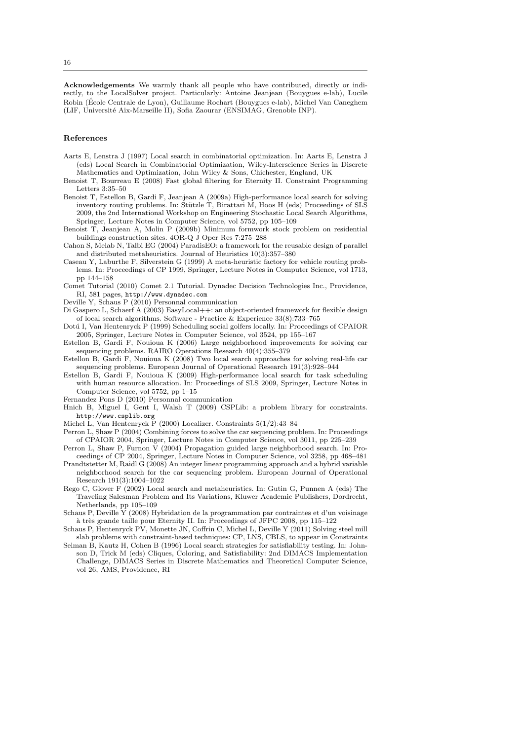**Acknowledgements** We warmly thank all people who have contributed, directly or indirectly, to the LocalSolver project. Particularly: Antoine Jeanjean (Bouygues e-lab), Lucile Robin (École Centrale de Lyon), Guillaume Rochart (Bouygues e-lab), Michel Van Caneghem (LIF, Université Aix-Marseille II), Sofia Zaourar (ENSIMAG, Grenoble INP).

## References

Aarts E, Lenstra J (1997) Local search in combinatorial optimization. In: Aarts E, Lenstra J (eds) Local Search in Combinatorial Optimization, Wiley-Interscience Series in Discrete Mathematics and Optimization, John Wiley & Sons, Chichester, England, UK

Benoist T, Bourreau E (2008) Fast global filtering for Eternity II. Constraint Programming Letters 3:35–50

Benoist T, Estellon B, Gardi F, Jeanjean A (2009a) High-performance local search for solving inventory routing problems. In: Stützle T, Birattari M, Hoos H (eds) Proceedings of SLS 2009, the 2nd International Workshop on Engineering Stochastic Local Search Algorithms, Springer, Lecture Notes in Computer Science, vol 5752, pp 105–109

Benoist T, Jeanjean A, Molin P (2009b) Minimum formwork stock problem on residential buildings construction sites. 4OR-Q J Oper Res 7:275–288

Cahon S, Melab N, Talbi EG (2004) ParadisEO: a framework for the reusable design of parallel and distributed metaheuristics. Journal of Heuristics 10(3):357–380

Caseau Y, Laburthe F, Silverstein G (1999) A meta-heuristic factory for vehicle routing problems. In: Proceedings of CP 1999, Springer, Lecture Notes in Computer Science, vol 1713, pp 144–158

Comet Tutorial (2010) Comet 2.1 Tutorial. Dynadec Decision Technologies Inc., Providence, RI, 581 pages, http://www.dynadec.com

Deville Y, Schaus P (2010) Personnal communication

Di Gaspero L, Schaerf A (2003) EasyLocal++: an object-oriented framework for flexible design of local search algorithms. Software - Practice & Experience 33(8):733–765

Dotú I, Van Hentenryck P (1999) Scheduling social golfers locally. In: Proceedings of CPAIOR 2005, Springer, Lecture Notes in Computer Science, vol 3524, pp 155–167

Estellon B, Gardi F, Nouioua K (2006) Large neighborhood improvements for solving car sequencing problems. RAIRO Operations Research 40(4):355–379

Estellon B, Gardi F, Nouioua K (2008) Two local search approaches for solving real-life car sequencing problems. European Journal of Operational Research 191(3):928–944

Estellon B, Gardi F, Nouioua K (2009) High-performance local search for task scheduling with human resource allocation. In: Proceedings of SLS 2009, Springer, Lecture Notes in Computer Science, vol 5752, pp 1–15

Fernandez Pons D (2010) Personnal communication

Hnich B, Miguel I, Gent I, Walsh T (2009) CSPLib: a problem library for constraints. http://www.csplib.org

Michel L, Van Hentenryck P (2000) Localizer. Constraints 5(1/2):43–84

Perron L, Shaw P (2004) Combining forces to solve the car sequencing problem. In: Proceedings of CPAIOR 2004, Springer, Lecture Notes in Computer Science, vol 3011, pp 225–239

Perron L, Shaw P, Furnon V (2004) Propagation guided large neighborhood search. In: Proceedings of CP 2004, Springer, Lecture Notes in Computer Science, vol 3258, pp 468–481

Prandtstetter M, Raidl G (2008) An integer linear programming approach and a hybrid variable neighborhood search for the car sequencing problem. European Journal of Operational Research 191(3):1004–1022

Rego C, Glover F (2002) Local search and metaheuristics. In: Gutin G, Punnen A (eds) The Traveling Salesman Problem and Its Variations, Kluwer Academic Publishers, Dordrecht, Netherlands, pp 105–109

Schaus P, Deville Y (2008) Hybridation de la programmation par contraintes et d'un voisinage à très grande taille pour Eternity II. In: Proceedings of JFPC 2008, pp 115–122

Schaus P, Hentenryck PV, Monette JN, Coffrin C, Michel L, Deville Y (2011) Solving steel mill slab problems with constraint-based techniques: CP, LNS, CBLS, to appear in Constraints

Selman B, Kautz H, Cohen B (1996) Local search strategies for satisfiability testing. In: Johnson D, Trick M (eds) Cliques, Coloring, and Satisfiability: 2nd DIMACS Implementation Challenge, DIMACS Series in Discrete Mathematics and Theoretical Computer Science, vol 26, AMS, Providence, RI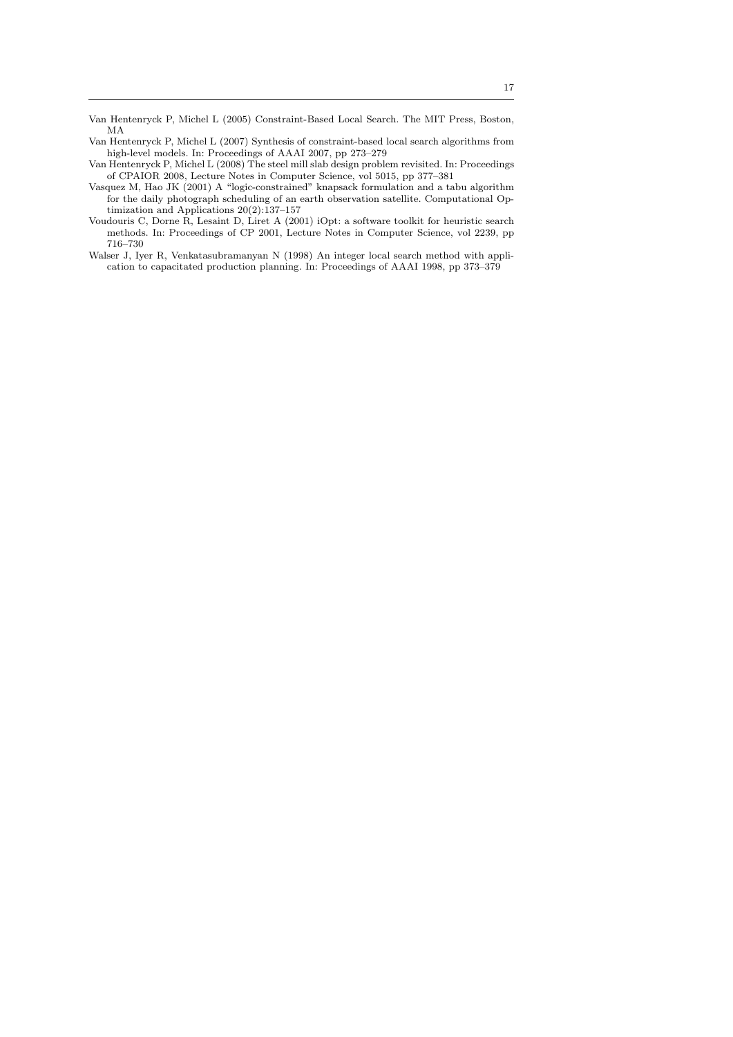Van Hentenryck P, Michel L (2005) Constraint-Based Local Search. The MIT Press, Boston, MA

Van Hentenryck P, Michel L (2007) Synthesis of constraint-based local search algorithms from high-level models. In: Proceedings of AAAI 2007, pp 273–279

Van Hentenryck P, Michel L (2008) The steel mill slab design problem revisited. In: Proceedings of CPAIOR 2008, Lecture Notes in Computer Science, vol 5015, pp 377–381

Vasquez M, Hao JK (2001) A "logic-constrained" knapsack formulation and a tabu algorithm for the daily photograph scheduling of an earth observation satellite. Computational Optimization and Applications 20(2):137–157

Voudouris C, Dorne R, Lesaint D, Liret A (2001) iOpt: a software toolkit for heuristic search methods. In: Proceedings of CP 2001, Lecture Notes in Computer Science, vol 2239, pp 716–730

Walser J, Iyer R, Venkatasubramanyan N (1998) An integer local search method with application to capacitated production planning. In: Proceedings of AAAI 1998, pp 373–379